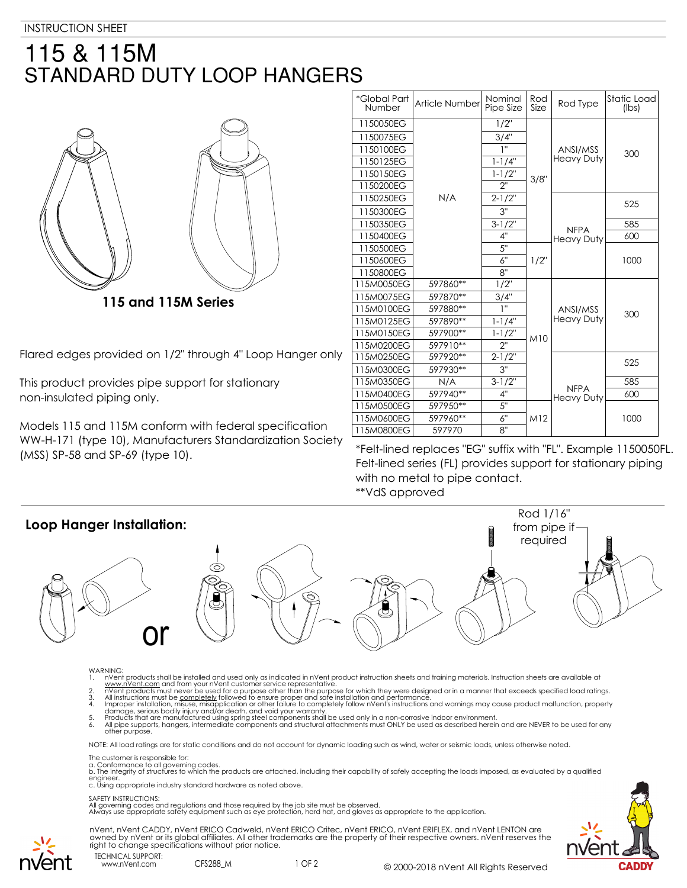INSTRUCTION SHEET

# 115 & 115M
# STANDARD DUTY LOOP HANGERS

**115 and 115M Series**

Flared edges provided on 1/2" through 4" Loop Hanger only

This product provides pipe support for stationary non-insulated piping only.

Models 115 and 115M conform with federal specification WW-H-171 (type 10), Manufacturers Standardization Society (MSS) SP-58 and SP-69 (type 10).

| *Global Part Number | Article Number | Nominal Pipe Size | Rod Size | Rod Type | Static Load (lbs) |
|---|---|---|---|---|---|
| 1150050EG | N/A | 1/2" | 3/8" | ANSI/MSS Heavy Duty | 300 |
| 1150075EG | | 3/4" | | | |
| 1150100EG | | 1" | | | |
| 1150125EG | | 1-1/4" | | | |
| 1150150EG | | 1-1/2" | | | |
| 1150200EG | | 2" | | | |
| 1150250EG | | 2-1/2" | | NFPA Heavy Duty | 525 |
| 1150300EG | | 3" | | | |
| 1150350EG | | 3-1/2" | | | 585 |
| 1150400EG | | 4" | | | 600 |
| 1150500EG | | 5" | 1/2" | | 1000 |
| 1150600EG | | 6" | | | |
| 1150800EG | | 8" | | | |
| 115M0050EG | 597860** | 1/2" | M10 | ANSI/MSS Heavy Duty | 300 |
| 115M0075EG | 597870** | 3/4" | | | |
| 115M0100EG | 597880** | 1" | | | |
| 115M0125EG | 597890** | 1-1/4" | | | |
| 115M0150EG | 597900** | 1-1/2" | | | |
| 115M0200EG | 597910** | 2" | | | |
| 115M0250EG | 597920** | 2-1/2" | | NFPA Heavy Duty | 525 |
| 115M0300EG | 597930** | 3" | | | |
| 115M0350EG | N/A | 3-1/2" | | | 585 |
| 115M0400EG | 597940** | 4" | | | 600 |
| 115M0500EG | 597950** | 5" | | | 1000 |
| 115M0600EG | 597960** | 6" | M12 | | |
| 115M0800EG | 597970 | 8" | | | |

*Felt-lined replaces "EG" suffix with "FL". Example 1150050FL. Felt-lined series (FL) provides support for stationary piping with no metal to pipe contact.
**VdS approved

## Loop Hanger Installation:

or

Rod 1/16" from pipe if required

WARNING:
1. nVent products shall be installed and used only as indicated in nVent product instruction sheets and training materials. Instruction sheets are available at www.nVent.com and from your nVent customer service representative.
2. nVent products must never be used for a purpose other than the purpose for which they were designed or in a manner that exceeds specified load ratings.
3. All instructions must be completely followed to ensure proper and safe installation and performance.
4. Improper installation, misuse, misapplication or other failure to completely follow nVent's instructions and warnings may cause product malfunction, property damage, serious bodily injury and/or death, and void your warranty.
5. Products that are manufactured using spring steel components shall be used only in a non-corrosive indoor environment.
6. All pipe supports, hangers, intermediate components and structural attachments must ONLY be used as described herein and are NEVER to be used for any other purpose.

NOTE: All load ratings are for static conditions and do not account for dynamic loading such as wind, water or seismic loads, unless otherwise noted.

The customer is responsible for:
a. Conformance to all governing codes.
b. The integrity of structures to which the products are attached, including their capability of safely accepting the loads imposed, as evaluated by a qualified engineer.
c. Using appropriate industry standard hardware as noted above.

SAFETY INSTRUCTIONS:
All governing codes and regulations and those required by the job site must be observed.
Always use appropriate safety equipment such as eye protection, hard hat, and gloves as appropriate to the application.

nVent, nVent CADDY, nVent ERICO Cadweld, nVent ERICO Critec, nVent ERICO, nVent ERIFLEX, and nVent LENTON are owned by nVent or its global affiliates. All other trademarks are the property of their respective owners. nVent reserves the right to change specifications without prior notice.

TECHNICAL SUPPORT:
www.nVent.com

CFS288_M

© 2000-2018 nVent All Rights Reserved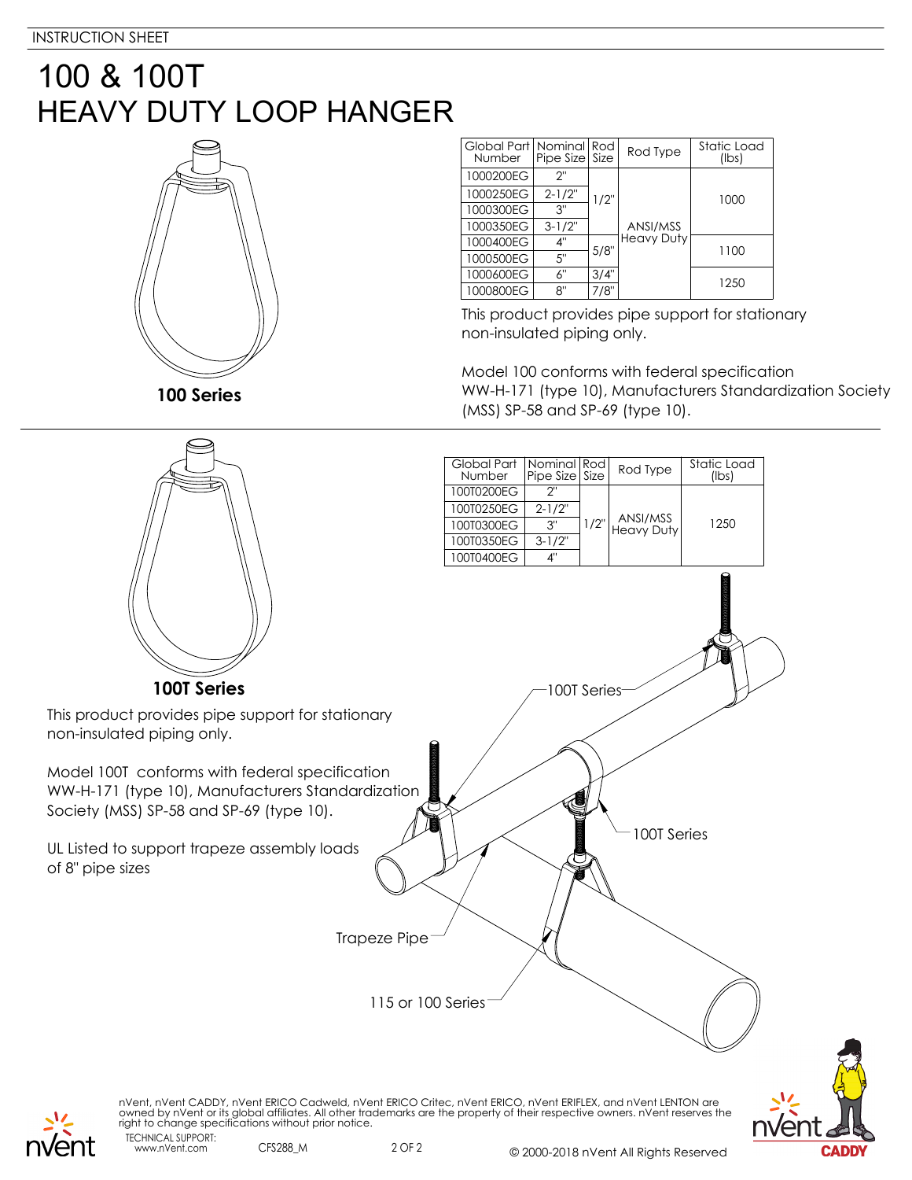# 100 & 100T
# HEAVY DUTY LOOP HANGER

**100 Series**

| Global Part Number | Nominal Pipe Size | Rod Size | Rod Type | Static Load (lbs) |
|---|---|---|---|---|
| 1000200EG | 2" | 1/2" | ANSI/MSS Heavy Duty | 1000 |
| 1000250EG | 2-1/2" | 1/2" | ANSI/MSS Heavy Duty | 1000 |
| 1000300EG | 3" | 1/2" | ANSI/MSS Heavy Duty | 1000 |
| 1000350EG | 3-1/2" | 1/2" | ANSI/MSS Heavy Duty | 1000 |
| 1000400EG | 4" | 5/8" | ANSI/MSS Heavy Duty | 1100 |
| 1000500EG | 5" | 5/8" | ANSI/MSS Heavy Duty | 1100 |
| 1000600EG | 6" | 3/4" | ANSI/MSS Heavy Duty | 1250 |
| 1000800EG | 8" | 7/8" | ANSI/MSS Heavy Duty | 1250 |

This product provides pipe support for stationary non-insulated piping only.

Model 100 conforms with federal specification WW-H-171 (type 10), Manufacturers Standardization Society (MSS) SP-58 and SP-69 (type 10).

**100T Series**

| Global Part Number | Nominal Pipe Size | Rod Size | Rod Type | Static Load (lbs) |
|---|---|---|---|---|
| 100T0200EG | 2" | 1/2" | ANSI/MSS Heavy Duty | 1250 |
| 100T0250EG | 2-1/2" | 1/2" | ANSI/MSS Heavy Duty | 1250 |
| 100T0300EG | 3" | 1/2" | ANSI/MSS Heavy Duty | 1250 |
| 100T0350EG | 3-1/2" | 1/2" | ANSI/MSS Heavy Duty | 1250 |
| 100T0400EG | 4" | 1/2" | ANSI/MSS Heavy Duty | 1250 |

This product provides pipe support for stationary non-insulated piping only.

Model 100T conforms with federal specification WW-H-171 (type 10), Manufacturers Standardization Society (MSS) SP-58 and SP-69 (type 10).

UL Listed to support trapeze assembly loads of 8" pipe sizes

100T Series

100T Series

Trapeze Pipe

115 or 100 Series

nVent, nVent CADDY, nVent ERICO Cadweld, nVent ERICO Critec, nVent ERICO, nVent ERIFLEX, and nVent LENTON are owned by nVent or its global affiliates. All other trademarks are the property of their respective owners. nVent reserves the right to change specifications without prior notice.

TECHNICAL SUPPORT: www.nVent.com CFS288_M

© 2000-2018 nVent All Rights Reserved